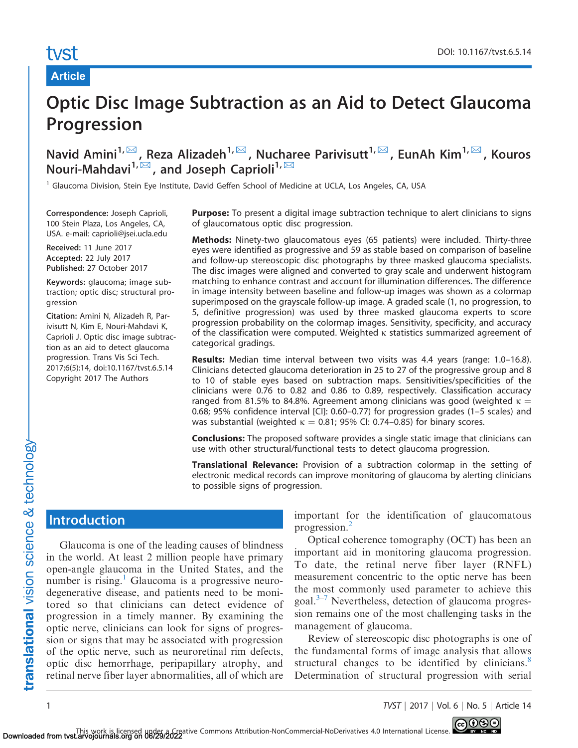Article

# Optic Disc Image Subtraction as an Aid to Detect Glaucoma Progression

Navid Amini[1], Reza Alizadeh[1], Nucharee Parivisutt[1], EunAh Kim[1], Kouros Nouri-Mahdavi[1], and Joseph Caprioli[1]

[1] Glaucoma Division, Stein Eye Institute, David Geffen School of Medicine at UCLA, Los Angeles, CA, USA

**Correspondence:** Joseph Caprioli, 100 Stein Plaza, Los Angeles, CA, USA. e-mail: caprioli@jsei.ucla.edu

**Received:** 11 June 2017
**Accepted:** 22 July 2017
**Published:** 27 October 2017

**Keywords:** glaucoma; image subtraction; optic disc; structural progression

**Citation:** Amini N, Alizadeh R, Parivisutt N, Kim E, Nouri-Mahdavi K, Caprioli J. Optic disc image subtraction as an aid to detect glaucoma progression. Trans Vis Sci Tech. 2017;6(5):14, doi:10.1167/tvst.6.5.14
Copyright 2017 The Authors

**Purpose:** To present a digital image subtraction technique to alert clinicians to signs of glaucomatous optic disc progression.

**Methods:** Ninety-two glaucomatous eyes (65 patients) were included. Thirty-three eyes were identified as progressive and 59 as stable based on comparison of baseline and follow-up stereoscopic disc photographs by three masked glaucoma specialists. The disc images were aligned and converted to gray scale and underwent histogram matching to enhance contrast and account for illumination differences. The difference in image intensity between baseline and follow-up images was shown as a colormap superimposed on the grayscale follow-up image. A graded scale (1, no progression, to 5, definitive progression) was used by three masked glaucoma experts to score progression probability on the colormap images. Sensitivity, specificity, and accuracy of the classification were computed. Weighted $\kappa$ statistics summarized agreement of categorical gradings.

**Results:** Median time interval between two visits was 4.4 years (range: 1.0–16.8). Clinicians detected glaucoma deterioration in 25 to 27 of the progressive group and 8 to 10 of stable eyes based on subtraction maps. Sensitivities/specificities of the clinicians were 0.76 to 0.82 and 0.86 to 0.89, respectively. Classification accuracy ranged from 81.5% to 84.8%. Agreement among clinicians was good (weighted $\kappa$ = 0.68; 95% confidence interval [CI]: 0.60–0.77) for progression grades (1–5 scales) and was substantial (weighted $\kappa$ = 0.81; 95% CI: 0.74–0.85) for binary scores.

**Conclusions:** The proposed software provides a single static image that clinicians can use with other structural/functional tests to detect glaucoma progression.

**Translational Relevance:** Provision of a subtraction colormap in the setting of electronic medical records can improve monitoring of glaucoma by alerting clinicians to possible signs of progression.

## Introduction

Glaucoma is one of the leading causes of blindness in the world. At least 2 million people have primary open-angle glaucoma in the United States, and the number is rising.[1] Glaucoma is a progressive neurodegenerative disease, and patients need to be monitored so that clinicians can detect evidence of progression in a timely manner. By examining the optic nerve, clinicians can look for signs of progression or signs that may be associated with progression of the optic nerve, such as neuroretinal rim defects, optic disc hemorrhage, peripapillary atrophy, and retinal nerve fiber layer abnormalities, all of which are important for the identification of glaucomatous progression.[2]

Optical coherence tomography (OCT) has been an important aid in monitoring glaucoma progression. To date, the retinal nerve fiber layer (RNFL) measurement concentric to the optic nerve has been the most commonly used parameter to achieve this goal.[3–7] Nevertheless, detection of glaucoma progression remains one of the most challenging tasks in the management of glaucoma.

Review of stereoscopic disc photographs is one of the fundamental forms of image analysis that allows structural changes to be identified by clinicians.[8] Determination of structural progression with serial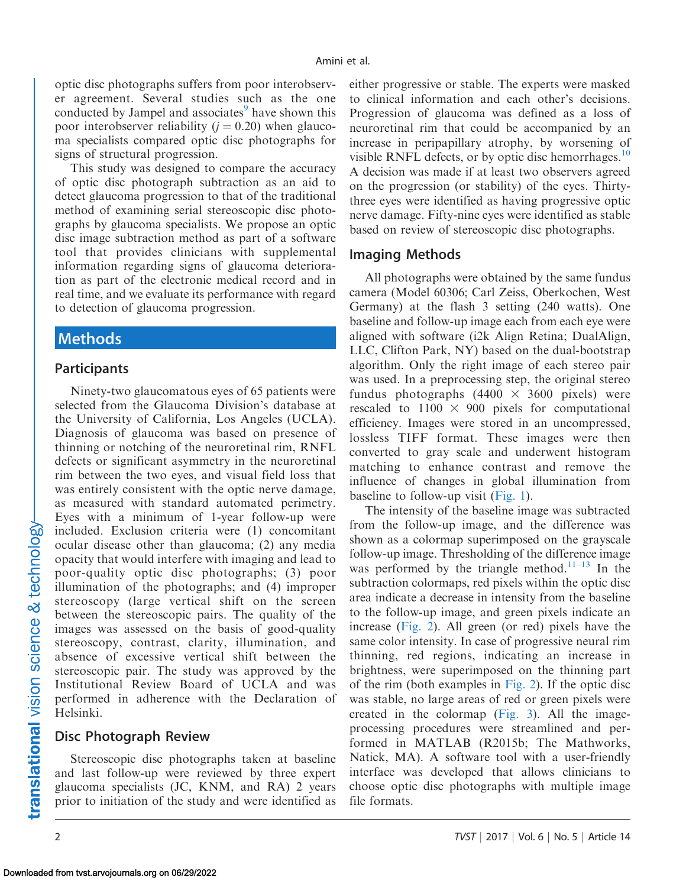optic disc photographs suffers from poor interobserver agreement. Several studies such as the one conducted by Jampel and associates[9] have shown this poor interobserver reliability ($j = 0.20$) when glaucoma specialists compared optic disc photographs for signs of structural progression.

This study was designed to compare the accuracy of optic disc photograph subtraction as an aid to detect glaucoma progression to that of the traditional method of examining serial stereoscopic disc photographs by glaucoma specialists. We propose an optic disc image subtraction method as part of a software tool that provides clinicians with supplemental information regarding signs of glaucoma deterioration as part of the electronic medical record and in real time, and we evaluate its performance with regard to detection of glaucoma progression.

# Methods

## Participants

Ninety-two glaucomatous eyes of 65 patients were selected from the Glaucoma Division's database at the University of California, Los Angeles (UCLA). Diagnosis of glaucoma was based on presence of thinning or notching of the neuroretinal rim, RNFL defects or significant asymmetry in the neuroretinal rim between the two eyes, and visual field loss that was entirely consistent with the optic nerve damage, as measured with standard automated perimetry. Eyes with a minimum of 1-year follow-up were included. Exclusion criteria were (1) concomitant ocular disease other than glaucoma; (2) any media opacity that would interfere with imaging and lead to poor-quality optic disc photographs; (3) poor illumination of the photographs; and (4) improper stereoscopy (large vertical shift on the screen between the stereoscopic pairs. The quality of the images was assessed on the basis of good-quality stereoscopy, contrast, clarity, illumination, and absence of excessive vertical shift between the stereoscopic pair. The study was approved by the Institutional Review Board of UCLA and was performed in adherence with the Declaration of Helsinki.

## Disc Photograph Review

Stereoscopic disc photographs taken at baseline and last follow-up were reviewed by three expert glaucoma specialists (JC, KNM, and RA) 2 years prior to initiation of the study and were identified as either progressive or stable. The experts were masked to clinical information and each other's decisions. Progression of glaucoma was defined as a loss of neuroretinal rim that could be accompanied by an increase in peripapillary atrophy, by worsening of visible RNFL defects, or by optic disc hemorrhages.[10] A decision was made if at least two observers agreed on the progression (or stability) of the eyes. Thirty-three eyes were identified as having progressive optic nerve damage. Fifty-nine eyes were identified as stable based on review of stereoscopic disc photographs.

## Imaging Methods

All photographs were obtained by the same fundus camera (Model 60306; Carl Zeiss, Oberkochen, West Germany) at the flash 3 setting (240 watts). One baseline and follow-up image each from each eye were aligned with software (i2k Align Retina; DualAlign, LLC, Clifton Park, NY) based on the dual-bootstrap algorithm. Only the right image of each stereo pair was used. In a preprocessing step, the original stereo fundus photographs (4400 × 3600 pixels) were rescaled to 1100 × 900 pixels for computational efficiency. Images were stored in an uncompressed, lossless TIFF format. These images were then converted to gray scale and underwent histogram matching to enhance contrast and remove the influence of changes in global illumination from baseline to follow-up visit (Fig. 1).

The intensity of the baseline image was subtracted from the follow-up image, and the difference was shown as a colormap superimposed on the grayscale follow-up image. Thresholding of the difference image was performed by the triangle method.[11–13] In the subtraction colormaps, red pixels within the optic disc area indicate a decrease in intensity from the baseline to the follow-up image, and green pixels indicate an increase (Fig. 2). All green (or red) pixels have the same color intensity. In case of progressive neural rim thinning, red regions, indicating an increase in brightness, were superimposed on the thinning part of the rim (both examples in Fig. 2). If the optic disc was stable, no large areas of red or green pixels were created in the colormap (Fig. 3). All the image-processing procedures were streamlined and performed in MATLAB (R2015b; The Mathworks, Natick, MA). A software tool with a user-friendly interface was developed that allows clinicians to choose optic disc photographs with multiple image file formats.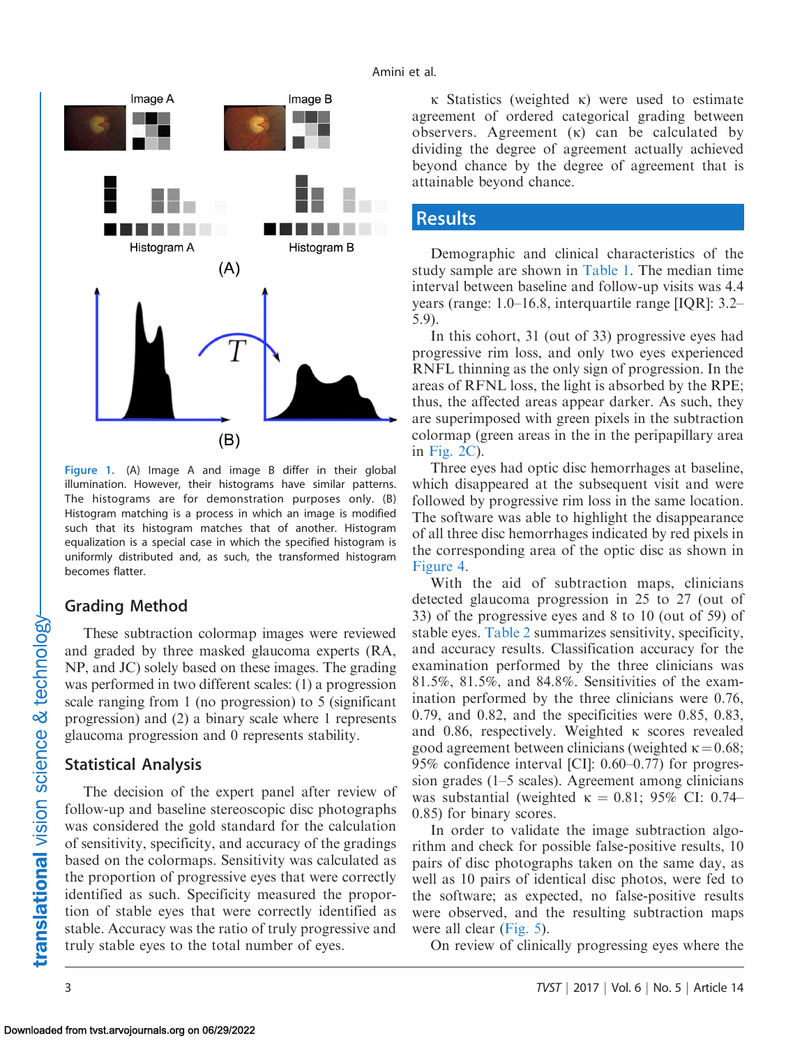Figure 1. (A) Image A and image B differ in their global illumination. However, their histograms have similar patterns. The histograms are for demonstration purposes only. (B) Histogram matching is a process in which an image is modified such that its histogram matches that of another. Histogram equalization is a special case in which the specified histogram is uniformly distributed and, as such, the transformed histogram becomes flatter.

## Grading Method

These subtraction colormap images were reviewed and graded by three masked glaucoma experts (RA, NP, and JC) solely based on these images. The grading was performed in two different scales: (1) a progression scale ranging from 1 (no progression) to 5 (significant progression) and (2) a binary scale where 1 represents glaucoma progression and 0 represents stability.

## Statistical Analysis

The decision of the expert panel after review of follow-up and baseline stereoscopic disc photographs was considered the gold standard for the calculation of sensitivity, specificity, and accuracy of the gradings based on the colormaps. Sensitivity was calculated as the proportion of progressive eyes that were correctly identified as such. Specificity measured the proportion of stable eyes that were correctly identified as stable. Accuracy was the ratio of truly progressive and truly stable eyes to the total number of eyes.

κ Statistics (weighted κ) were used to estimate agreement of ordered categorical grading between observers. Agreement (κ) can be calculated by dividing the degree of agreement actually achieved beyond chance by the degree of agreement that is attainable beyond chance.

# Results

Demographic and clinical characteristics of the study sample are shown in Table 1. The median time interval between baseline and follow-up visits was 4.4 years (range: 1.0–16.8, interquartile range [IQR]: 3.2–5.9).

In this cohort, 31 (out of 33) progressive eyes had progressive rim loss, and only two eyes experienced RNFL thinning as the only sign of progression. In the areas of RFNL loss, the light is absorbed by the RPE; thus, the affected areas appear darker. As such, they are superimposed with green pixels in the subtraction colormap (green areas in the in the peripapillary area in Fig. 2C).

Three eyes had optic disc hemorrhages at baseline, which disappeared at the subsequent visit and were followed by progressive rim loss in the same location. The software was able to highlight the disappearance of all three disc hemorrhages indicated by red pixels in the corresponding area of the optic disc as shown in Figure 4.

With the aid of subtraction maps, clinicians detected glaucoma progression in 25 to 27 (out of 33) of the progressive eyes and 8 to 10 (out of 59) of stable eyes. Table 2 summarizes sensitivity, specificity, and accuracy results. Classification accuracy for the examination performed by the three clinicians was 81.5%, 81.5%, and 84.8%. Sensitivities of the examination performed by the three clinicians were 0.76, 0.79, and 0.82, and the specificities were 0.85, 0.83, and 0.86, respectively. Weighted κ scores revealed good agreement between clinicians (weighted $\kappa = 0.68$; 95% confidence interval [CI]: 0.60–0.77) for progression grades (1–5 scales). Agreement among clinicians was substantial (weighted $\kappa = 0.81$; 95% CI: 0.74–0.85) for binary scores.

In order to validate the image subtraction algorithm and check for possible false-positive results, 10 pairs of disc photographs taken on the same day, as well as 10 pairs of identical disc photos, were fed to the software; as expected, no false-positive results were observed, and the resulting subtraction maps were all clear (Fig. 5).

On review of clinically progressing eyes where the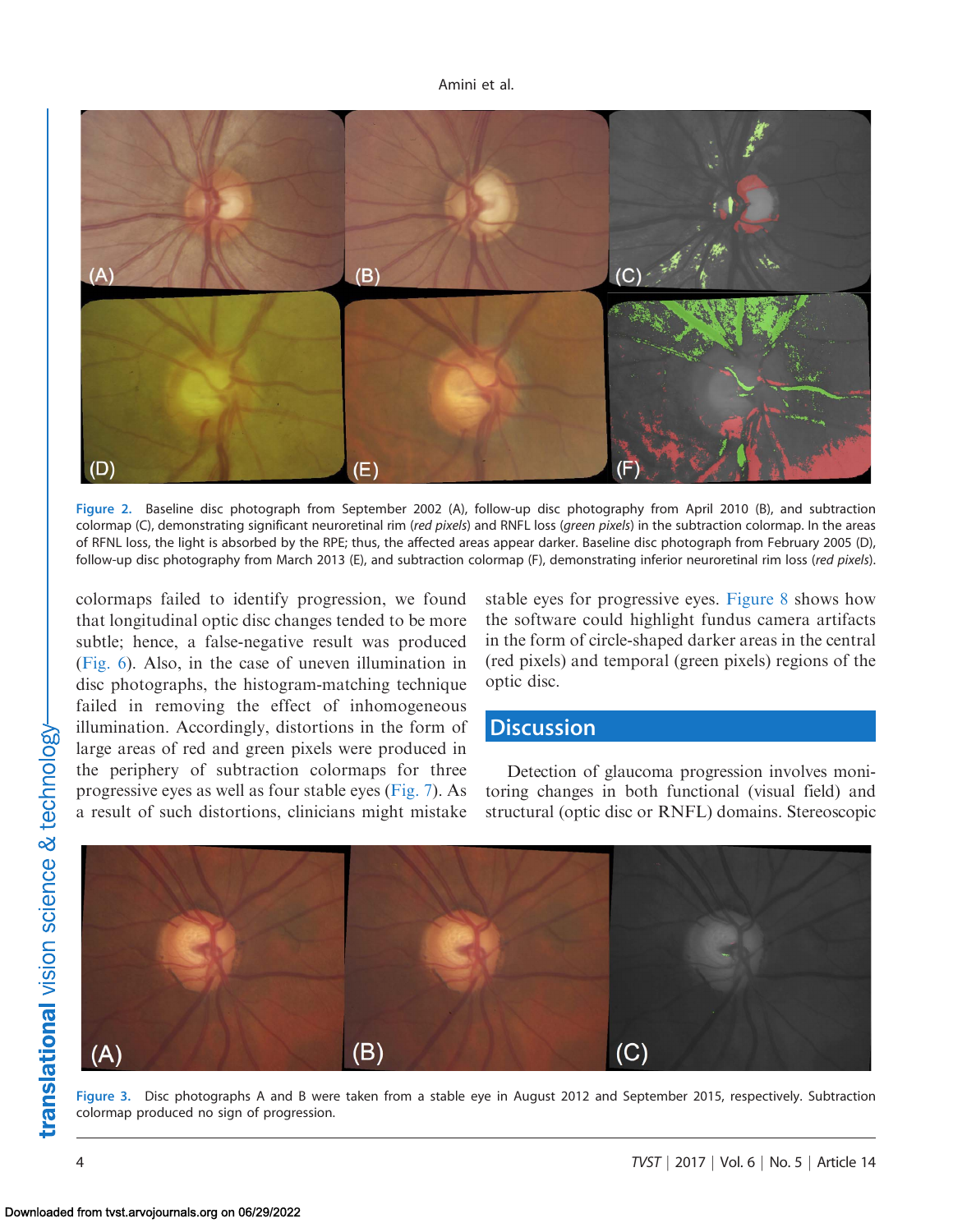Figure 2. Baseline disc photograph from September 2002 (A), follow-up disc photography from April 2010 (B), and subtraction colormap (C), demonstrating significant neuroretinal rim (*red pixels*) and RNFL loss (*green pixels*) in the subtraction colormap. In the areas of RFNL loss, the light is absorbed by the RPE; thus, the affected areas appear darker. Baseline disc photograph from February 2005 (D), follow-up disc photography from March 2013 (E), and subtraction colormap (F), demonstrating inferior neuroretinal rim loss (*red pixels*).

colormaps failed to identify progression, we found that longitudinal optic disc changes tended to be more subtle; hence, a false-negative result was produced (Fig. 6). Also, in the case of uneven illumination in disc photographs, the histogram-matching technique failed in removing the effect of inhomogeneous illumination. Accordingly, distortions in the form of large areas of red and green pixels were produced in the periphery of subtraction colormaps for three progressive eyes as well as four stable eyes (Fig. 7). As a result of such distortions, clinicians might mistake stable eyes for progressive eyes. Figure 8 shows how the software could highlight fundus camera artifacts in the form of circle-shaped darker areas in the central (red pixels) and temporal (green pixels) regions of the optic disc.

## Discussion

Detection of glaucoma progression involves monitoring changes in both functional (visual field) and structural (optic disc or RNFL) domains. Stereoscopic

Figure 3. Disc photographs A and B were taken from a stable eye in August 2012 and September 2015, respectively. Subtraction colormap produced no sign of progression.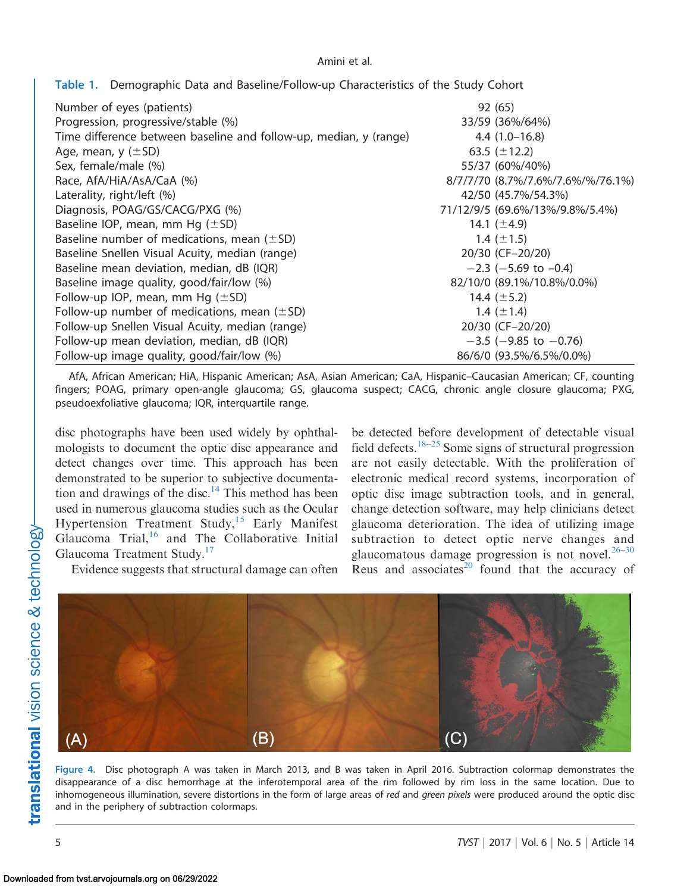**Table 1.** Demographic Data and Baseline/Follow-up Characteristics of the Study Cohort

| | |
|---|---|
| Number of eyes (patients) | 92 (65) |
| Progression, progressive/stable (%) | 33/59 (36%/64%) |
| Time difference between baseline and follow-up, median, y (range) | 4.4 (1.0–16.8) |
| Age, mean, y (±SD) | 63.5 (±12.2) |
| Sex, female/male (%) | 55/37 (60%/40%) |
| Race, AfA/HiA/AsA/CaA (%) | 8/7/7/70 (8.7%/7.6%/7.6%/%/76.1%) |
| Laterality, right/left (%) | 42/50 (45.7%/54.3%) |
| Diagnosis, POAG/GS/CACG/PXG (%) | 71/12/9/5 (69.6%/13%/9.8%/5.4%) |
| Baseline IOP, mean, mm Hg (±SD) | 14.1 (±4.9) |
| Baseline number of medications, mean (±SD) | 1.4 (±1.5) |
| Baseline Snellen Visual Acuity, median (range) | 20/30 (CF–20/20) |
| Baseline mean deviation, median, dB (IQR) | −2.3 (−5.69 to −0.4) |
| Baseline image quality, good/fair/low (%) | 82/10/0 (89.1%/10.8%/0.0%) |
| Follow-up IOP, mean, mm Hg (±SD) | 14.4 (±5.2) |
| Follow-up number of medications, mean (±SD) | 1.4 (±1.4) |
| Follow-up Snellen Visual Acuity, median (range) | 20/30 (CF–20/20) |
| Follow-up mean deviation, median, dB (IQR) | −3.5 (−9.85 to −0.76) |
| Follow-up image quality, good/fair/low (%) | 86/6/0 (93.5%/6.5%/0.0%) |

AfA, African American; HiA, Hispanic American; AsA, Asian American; CaA, Hispanic–Caucasian American; CF, counting fingers; POAG, primary open-angle glaucoma; GS, glaucoma suspect; CACG, chronic angle closure glaucoma; PXG, pseudoexfoliative glaucoma; IQR, interquartile range.

disc photographs have been used widely by ophthalmologists to document the optic disc appearance and detect changes over time. This approach has been demonstrated to be superior to subjective documentation and drawings of the disc.[14] This method has been used in numerous glaucoma studies such as the Ocular Hypertension Treatment Study,[15] Early Manifest Glaucoma Trial,[16] and The Collaborative Initial Glaucoma Treatment Study.[17]

Evidence suggests that structural damage can often be detected before development of detectable visual field defects.[18–25] Some signs of structural progression are not easily detectable. With the proliferation of electronic medical record systems, incorporation of optic disc image subtraction tools, and in general, change detection software, may help clinicians detect glaucoma deterioration. The idea of utilizing image subtraction to detect optic nerve changes and glaucomatous damage progression is not novel.[26–30] Reus and associates[20] found that the accuracy of

**Figure 4.** Disc photograph A was taken in March 2013, and B was taken in April 2016. Subtraction colormap demonstrates the disappearance of a disc hemorrhage at the inferotemporal area of the rim followed by rim loss in the same location. Due to inhomogeneous illumination, severe distortions in the form of large areas of *red* and *green pixels* were produced around the optic disc and in the periphery of subtraction colormaps.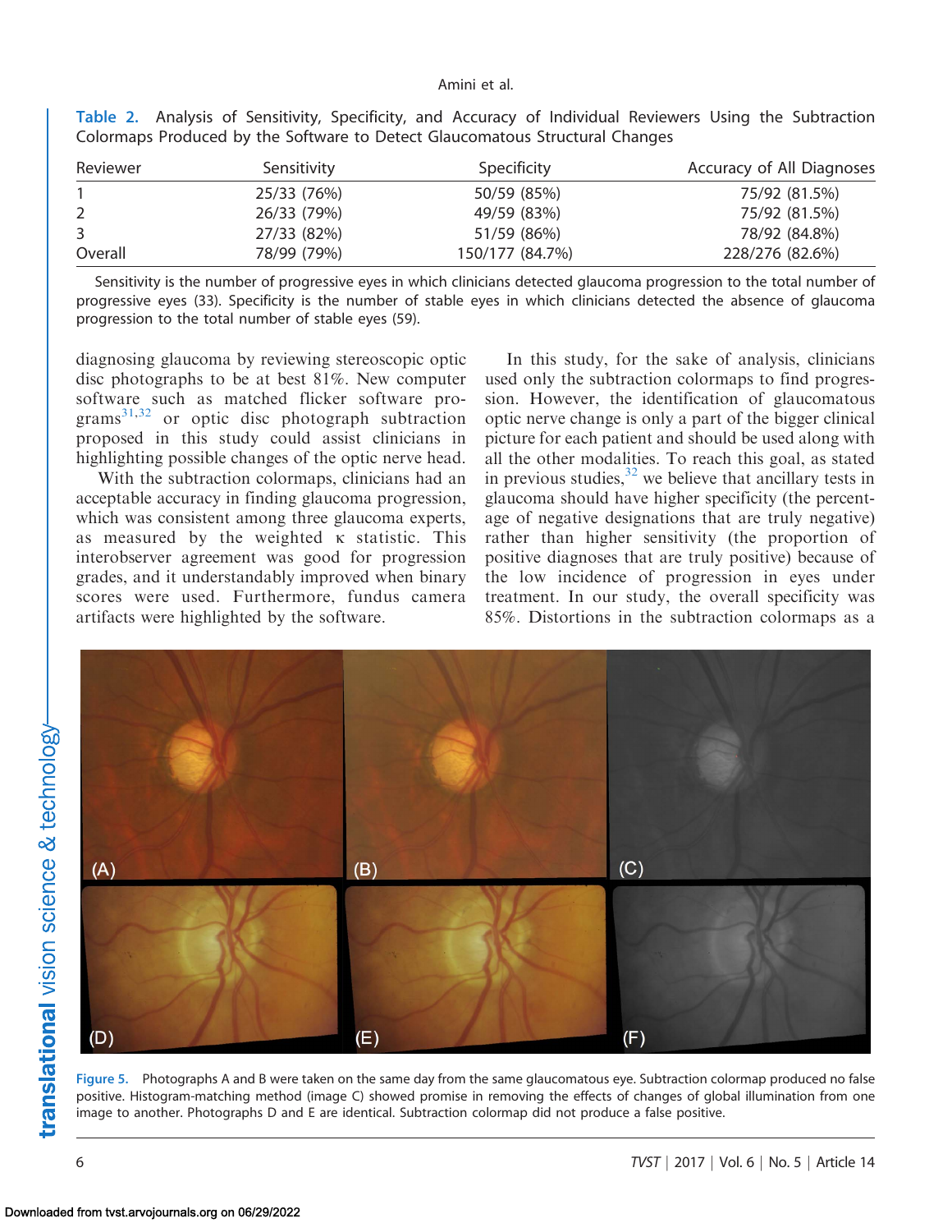**Table 2.** Analysis of Sensitivity, Specificity, and Accuracy of Individual Reviewers Using the Subtraction Colormaps Produced by the Software to Detect Glaucomatous Structural Changes

| Reviewer | Sensitivity | Specificity | Accuracy of All Diagnoses |
|---|---|---|---|
| 1 | 25/33 (76%) | 50/59 (85%) | 75/92 (81.5%) |
| 2 | 26/33 (79%) | 49/59 (83%) | 75/92 (81.5%) |
| 3 | 27/33 (82%) | 51/59 (86%) | 78/92 (84.8%) |
| Overall | 78/99 (79%) | 150/177 (84.7%) | 228/276 (82.6%) |

Sensitivity is the number of progressive eyes in which clinicians detected glaucoma progression to the total number of progressive eyes (33). Specificity is the number of stable eyes in which clinicians detected the absence of glaucoma progression to the total number of stable eyes (59).

diagnosing glaucoma by reviewing stereoscopic optic disc photographs to be at best 81%. New computer software such as matched flicker software programs[31,32] or optic disc photograph subtraction proposed in this study could assist clinicians in highlighting possible changes of the optic nerve head.

With the subtraction colormaps, clinicians had an acceptable accuracy in finding glaucoma progression, which was consistent among three glaucoma experts, as measured by the weighted κ statistic. This interobserver agreement was good for progression grades, and it understandably improved when binary scores were used. Furthermore, fundus camera artifacts were highlighted by the software.

In this study, for the sake of analysis, clinicians used only the subtraction colormaps to find progression. However, the identification of glaucomatous optic nerve change is only a part of the bigger clinical picture for each patient and should be used along with all the other modalities. To reach this goal, as stated in previous studies,[32] we believe that ancillary tests in glaucoma should have higher specificity (the percentage of negative designations that are truly negative) rather than higher sensitivity (the proportion of positive diagnoses that are truly positive) because of the low incidence of progression in eyes under treatment. In our study, the overall specificity was 85%. Distortions in the subtraction colormaps as a

**Figure 5.** Photographs A and B were taken on the same day from the same glaucomatous eye. Subtraction colormap produced no false positive. Histogram-matching method (image C) showed promise in removing the effects of changes of global illumination from one image to another. Photographs D and E are identical. Subtraction colormap did not produce a false positive.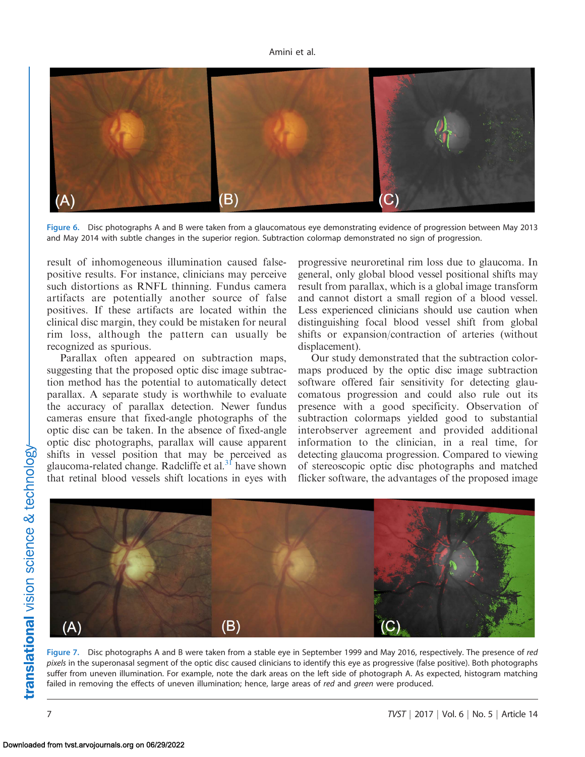Figure 6. Disc photographs A and B were taken from a glaucomatous eye demonstrating evidence of progression between May 2013 and May 2014 with subtle changes in the superior region. Subtraction colormap demonstrated no sign of progression.

result of inhomogeneous illumination caused false-positive results. For instance, clinicians may perceive such distortions as RNFL thinning. Fundus camera artifacts are potentially another source of false positives. If these artifacts are located within the clinical disc margin, they could be mistaken for neural rim loss, although the pattern can usually be recognized as spurious.

Parallax often appeared on subtraction maps, suggesting that the proposed optic disc image subtraction method has the potential to automatically detect parallax. A separate study is worthwhile to evaluate the accuracy of parallax detection. Newer fundus cameras ensure that fixed-angle photographs of the optic disc can be taken. In the absence of fixed-angle optic disc photographs, parallax will cause apparent shifts in vessel position that may be perceived as glaucoma-related change. Radcliffe et al.[31] have shown that retinal blood vessels shift locations in eyes with progressive neuroretinal rim loss due to glaucoma. In general, only global blood vessel positional shifts may result from parallax, which is a global image transform and cannot distort a small region of a blood vessel. Less experienced clinicians should use caution when distinguishing focal blood vessel shift from global shifts or expansion/contraction of arteries (without displacement).

Our study demonstrated that the subtraction colormaps produced by the optic disc image subtraction software offered fair sensitivity for detecting glaucomatous progression and could also rule out its presence with a good specificity. Observation of subtraction colormaps yielded good to substantial interobserver agreement and provided additional information to the clinician, in a real time, for detecting glaucoma progression. Compared to viewing of stereoscopic optic disc photographs and matched flicker software, the advantages of the proposed image

Figure 7. Disc photographs A and B were taken from a stable eye in September 1999 and May 2016, respectively. The presence of *red pixels* in the superonasal segment of the optic disc caused clinicians to identify this eye as progressive (false positive). Both photographs suffer from uneven illumination. For example, note the dark areas on the left side of photograph A. As expected, histogram matching failed in removing the effects of uneven illumination; hence, large areas of *red* and *green* were produced.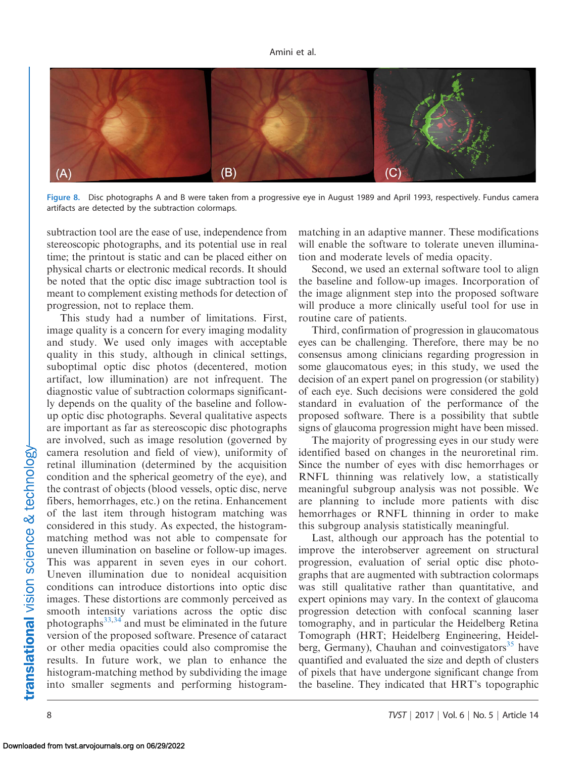(A)

(B)

(C)

Figure 8. Disc photographs A and B were taken from a progressive eye in August 1989 and April 1993, respectively. Fundus camera artifacts are detected by the subtraction colormaps.

subtraction tool are the ease of use, independence from stereoscopic photographs, and its potential use in real time; the printout is static and can be placed either on physical charts or electronic medical records. It should be noted that the optic disc image subtraction tool is meant to complement existing methods for detection of progression, not to replace them.

This study had a number of limitations. First, image quality is a concern for every imaging modality and study. We used only images with acceptable quality in this study, although in clinical settings, suboptimal optic disc photos (decentered, motion artifact, low illumination) are not infrequent. The diagnostic value of subtraction colormaps significantly depends on the quality of the baseline and follow-up optic disc photographs. Several qualitative aspects are important as far as stereoscopic disc photographs are involved, such as image resolution (governed by camera resolution and field of view), uniformity of retinal illumination (determined by the acquisition condition and the spherical geometry of the eye), and the contrast of objects (blood vessels, optic disc, nerve fibers, hemorrhages, etc.) on the retina. Enhancement of the last item through histogram matching was considered in this study. As expected, the histogram-matching method was not able to compensate for uneven illumination on baseline or follow-up images. This was apparent in seven eyes in our cohort. Uneven illumination due to nonideal acquisition conditions can introduce distortions into optic disc images. These distortions are commonly perceived as smooth intensity variations across the optic disc photographs[33,34] and must be eliminated in the future version of the proposed software. Presence of cataract or other media opacities could also compromise the results. In future work, we plan to enhance the histogram-matching method by subdividing the image into smaller segments and performing histogram-matching in an adaptive manner. These modifications will enable the software to tolerate uneven illumination and moderate levels of media opacity.

Second, we used an external software tool to align the baseline and follow-up images. Incorporation of the image alignment step into the proposed software will produce a more clinically useful tool for use in routine care of patients.

Third, confirmation of progression in glaucomatous eyes can be challenging. Therefore, there may be no consensus among clinicians regarding progression in some glaucomatous eyes; in this study, we used the decision of an expert panel on progression (or stability) of each eye. Such decisions were considered the gold standard in evaluation of the performance of the proposed software. There is a possibility that subtle signs of glaucoma progression might have been missed.

The majority of progressing eyes in our study were identified based on changes in the neuroretinal rim. Since the number of eyes with disc hemorrhages or RNFL thinning was relatively low, a statistically meaningful subgroup analysis was not possible. We are planning to include more patients with disc hemorrhages or RNFL thinning in order to make this subgroup analysis statistically meaningful.

Last, although our approach has the potential to improve the interobserver agreement on structural progression, evaluation of serial optic disc photographs that are augmented with subtraction colormaps was still qualitative rather than quantitative, and expert opinions may vary. In the context of glaucoma progression detection with confocal scanning laser tomography, and in particular the Heidelberg Retina Tomograph (HRT; Heidelberg Engineering, Heidelberg, Germany), Chauhan and coinvestigators[35] have quantified and evaluated the size and depth of clusters of pixels that have undergone significant change from the baseline. They indicated that HRT's topographic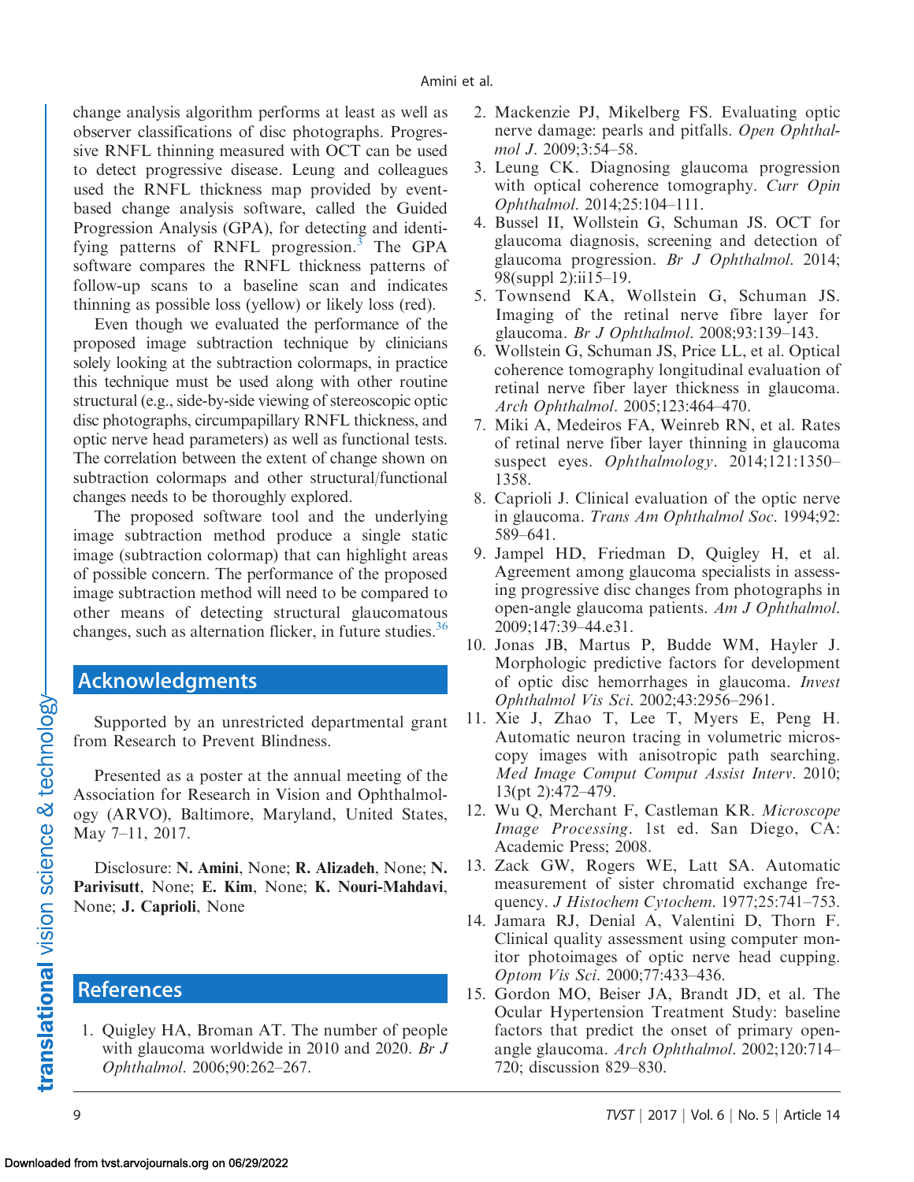change analysis algorithm performs at least as well as observer classifications of disc photographs. Progressive RNFL thinning measured with OCT can be used to detect progressive disease. Leung and colleagues used the RNFL thickness map provided by event-based change analysis software, called the Guided Progression Analysis (GPA), for detecting and identifying patterns of RNFL progression.[3] The GPA software compares the RNFL thickness patterns of follow-up scans to a baseline scan and indicates thinning as possible loss (yellow) or likely loss (red).

Even though we evaluated the performance of the proposed image subtraction technique by clinicians solely looking at the subtraction colormaps, in practice this technique must be used along with other routine structural (e.g., side-by-side viewing of stereoscopic optic disc photographs, circumpapillary RNFL thickness, and optic nerve head parameters) as well as functional tests. The correlation between the extent of change shown on subtraction colormaps and other structural/functional changes needs to be thoroughly explored.

The proposed software tool and the underlying image subtraction method produce a single static image (subtraction colormap) that can highlight areas of possible concern. The performance of the proposed image subtraction method will need to be compared to other means of detecting structural glaucomatous changes, such as alternation flicker, in future studies.[36]

## Acknowledgments

Supported by an unrestricted departmental grant from Research to Prevent Blindness.

Presented as a poster at the annual meeting of the Association for Research in Vision and Ophthalmology (ARVO), Baltimore, Maryland, United States, May 7–11, 2017.

Disclosure: **N. Amini**, None; **R. Alizadeh**, None; **N. Parivisutt**, None; **E. Kim**, None; **K. Nouri-Mahdavi**, None; **J. Caprioli**, None

## References

1. Quigley HA, Broman AT. The number of people with glaucoma worldwide in 2010 and 2020. *Br J Ophthalmol*. 2006;90:262–267.
2. Mackenzie PJ, Mikelberg FS. Evaluating optic nerve damage: pearls and pitfalls. *Open Ophthalmol J*. 2009;3:54–58.
3. Leung CK. Diagnosing glaucoma progression with optical coherence tomography. *Curr Opin Ophthalmol*. 2014;25:104–111.
4. Bussel II, Wollstein G, Schuman JS. OCT for glaucoma diagnosis, screening and detection of glaucoma progression. *Br J Ophthalmol*. 2014; 98(suppl 2):ii15–19.
5. Townsend KA, Wollstein G, Schuman JS. Imaging of the retinal nerve fibre layer for glaucoma. *Br J Ophthalmol*. 2008;93:139–143.
6. Wollstein G, Schuman JS, Price LL, et al. Optical coherence tomography longitudinal evaluation of retinal nerve fiber layer thickness in glaucoma. *Arch Ophthalmol*. 2005;123:464–470.
7. Miki A, Medeiros FA, Weinreb RN, et al. Rates of retinal nerve fiber layer thinning in glaucoma suspect eyes. *Ophthalmology*. 2014;121:1350–1358.
8. Caprioli J. Clinical evaluation of the optic nerve in glaucoma. *Trans Am Ophthalmol Soc*. 1994;92: 589–641.
9. Jampel HD, Friedman D, Quigley H, et al. Agreement among glaucoma specialists in assessing progressive disc changes from photographs in open-angle glaucoma patients. *Am J Ophthalmol*. 2009;147:39–44.e31.
10. Jonas JB, Martus P, Budde WM, Hayler J. Morphologic predictive factors for development of optic disc hemorrhages in glaucoma. *Invest Ophthalmol Vis Sci*. 2002;43:2956–2961.
11. Xie J, Zhao T, Lee T, Myers E, Peng H. Automatic neuron tracing in volumetric microscopy images with anisotropic path searching. *Med Image Comput Comput Assist Interv*. 2010; 13(pt 2):472–479.
12. Wu Q, Merchant F, Castleman KR. *Microscope Image Processing*. 1st ed. San Diego, CA: Academic Press; 2008.
13. Zack GW, Rogers WE, Latt SA. Automatic measurement of sister chromatid exchange frequency. *J Histochem Cytochem*. 1977;25:741–753.
14. Jamara RJ, Denial A, Valentini D, Thorn F. Clinical quality assessment using computer monitor photoimages of optic nerve head cupping. *Optom Vis Sci*. 2000;77:433–436.
15. Gordon MO, Beiser JA, Brandt JD, et al. The Ocular Hypertension Treatment Study: baseline factors that predict the onset of primary open-angle glaucoma. *Arch Ophthalmol*. 2002;120:714–720; discussion 829–830.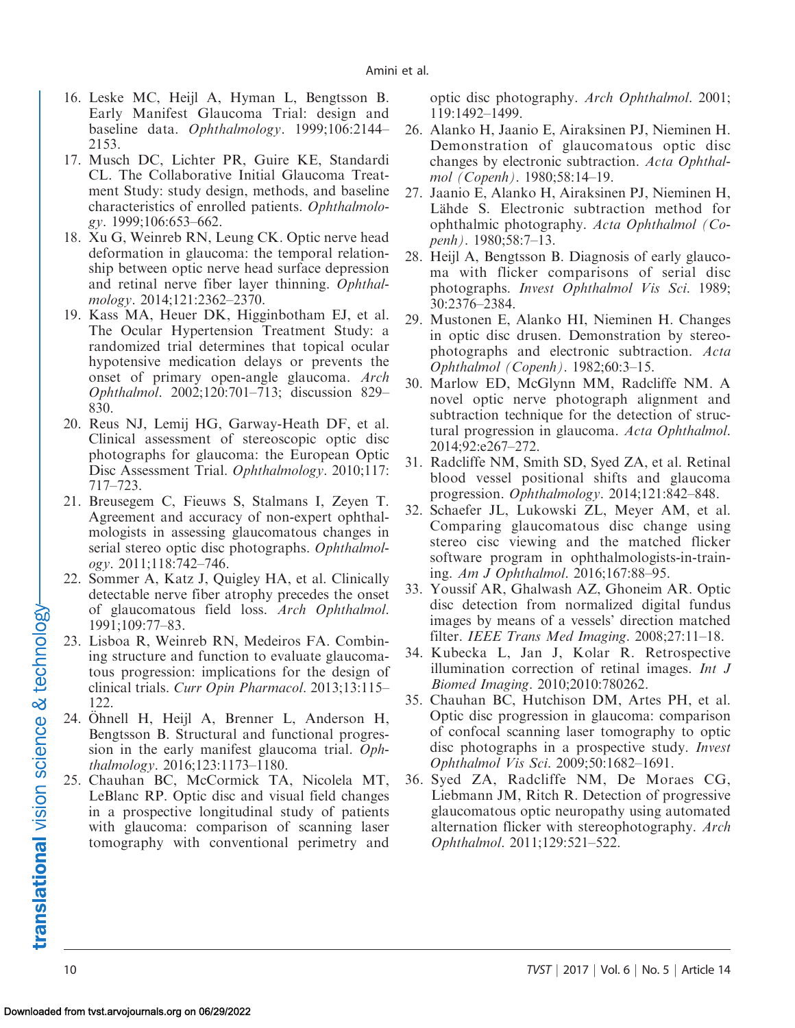16. Leske MC, Heijl A, Hyman L, Bengtsson B. Early Manifest Glaucoma Trial: design and baseline data. *Ophthalmology*. 1999;106:2144–2153.
17. Musch DC, Lichter PR, Guire KE, Standardi CL. The Collaborative Initial Glaucoma Treatment Study: study design, methods, and baseline characteristics of enrolled patients. *Ophthalmology*. 1999;106:653–662.
18. Xu G, Weinreb RN, Leung CK. Optic nerve head deformation in glaucoma: the temporal relationship between optic nerve head surface depression and retinal nerve fiber layer thinning. *Ophthalmology*. 2014;121:2362–2370.
19. Kass MA, Heuer DK, Higginbotham EJ, et al. The Ocular Hypertension Treatment Study: a randomized trial determines that topical ocular hypotensive medication delays or prevents the onset of primary open-angle glaucoma. *Arch Ophthalmol*. 2002;120:701–713; discussion 829–830.
20. Reus NJ, Lemij HG, Garway-Heath DF, et al. Clinical assessment of stereoscopic optic disc photographs for glaucoma: the European Optic Disc Assessment Trial. *Ophthalmology*. 2010;117:717–723.
21. Breusegem C, Fieuws S, Stalmans I, Zeyen T. Agreement and accuracy of non-expert ophthalmologists in assessing glaucomatous changes in serial stereo optic disc photographs. *Ophthalmology*. 2011;118:742–746.
22. Sommer A, Katz J, Quigley HA, et al. Clinically detectable nerve fiber atrophy precedes the onset of glaucomatous field loss. *Arch Ophthalmol*. 1991;109:77–83.
23. Lisboa R, Weinreb RN, Medeiros FA. Combining structure and function to evaluate glaucomatous progression: implications for the design of clinical trials. *Curr Opin Pharmacol*. 2013;13:115–122.
24. Öhnell H, Heijl A, Brenner L, Anderson H, Bengtsson B. Structural and functional progression in the early manifest glaucoma trial. *Ophthalmology*. 2016;123:1173–1180.
25. Chauhan BC, McCormick TA, Nicolela MT, LeBlanc RP. Optic disc and visual field changes in a prospective longitudinal study of patients with glaucoma: comparison of scanning laser tomography with conventional perimetry and optic disc photography. *Arch Ophthalmol*. 2001;119:1492–1499.
26. Alanko H, Jaanio E, Airaksinen PJ, Nieminen H. Demonstration of glaucomatous optic disc changes by electronic subtraction. *Acta Ophthalmol (Copenh)*. 1980;58:14–19.
27. Jaanio E, Alanko H, Airaksinen PJ, Nieminen H, Lähde S. Electronic subtraction method for ophthalmic photography. *Acta Ophthalmol (Copenh)*. 1980;58:7–13.
28. Heijl A, Bengtsson B. Diagnosis of early glaucoma with flicker comparisons of serial disc photographs. *Invest Ophthalmol Vis Sci*. 1989;30:2376–2384.
29. Mustonen E, Alanko HI, Nieminen H. Changes in optic disc drusen. Demonstration by stereophotographs and electronic subtraction. *Acta Ophthalmol (Copenh)*. 1982;60:3–15.
30. Marlow ED, McGlynn MM, Radcliffe NM. A novel optic nerve photograph alignment and subtraction technique for the detection of structural progression in glaucoma. *Acta Ophthalmol*. 2014;92:e267–272.
31. Radcliffe NM, Smith SD, Syed ZA, et al. Retinal blood vessel positional shifts and glaucoma progression. *Ophthalmology*. 2014;121:842–848.
32. Schaefer JL, Lukowski ZL, Meyer AM, et al. Comparing glaucomatous disc change using stereo cisc viewing and the matched flicker software program in ophthalmologists-in-training. *Am J Ophthalmol*. 2016;167:88–95.
33. Youssif AR, Ghalwash AZ, Ghoneim AR. Optic disc detection from normalized digital fundus images by means of a vessels' direction matched filter. *IEEE Trans Med Imaging*. 2008;27:11–18.
34. Kubecka L, Jan J, Kolar R. Retrospective illumination correction of retinal images. *Int J Biomed Imaging*. 2010;2010:780262.
35. Chauhan BC, Hutchison DM, Artes PH, et al. Optic disc progression in glaucoma: comparison of confocal scanning laser tomography to optic disc photographs in a prospective study. *Invest Ophthalmol Vis Sci*. 2009;50:1682–1691.
36. Syed ZA, Radcliffe NM, De Moraes CG, Liebmann JM, Ritch R. Detection of progressive glaucomatous optic neuropathy using automated alternation flicker with stereophotography. *Arch Ophthalmol*. 2011;129:521–522.